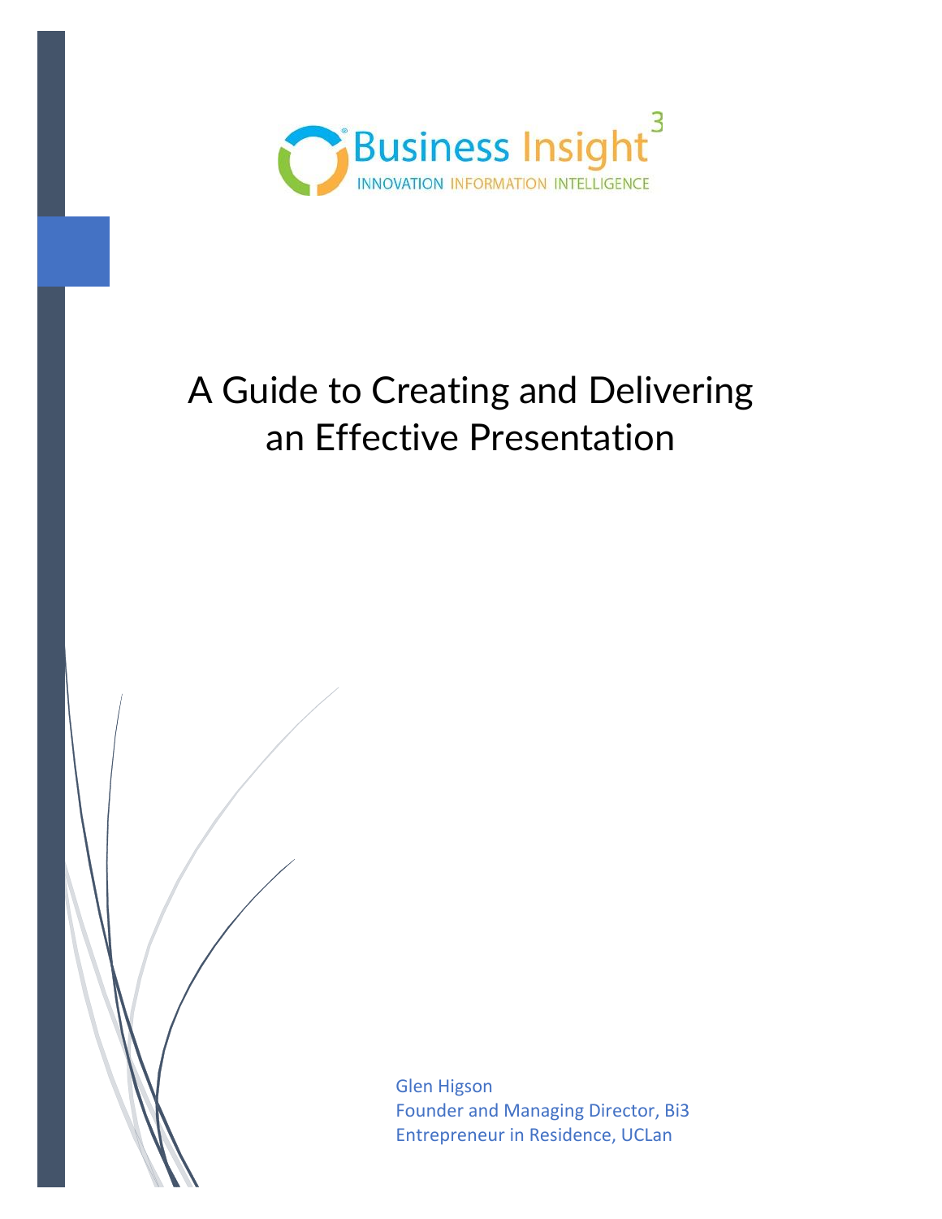Business Insight[3]

INNOVATION INFORMATION INTELLIGENCE

# A Guide to Creating and Delivering an Effective Presentation

Glen Higson
Founder and Managing Director, Bi3
Entrepreneur in Residence, UCLan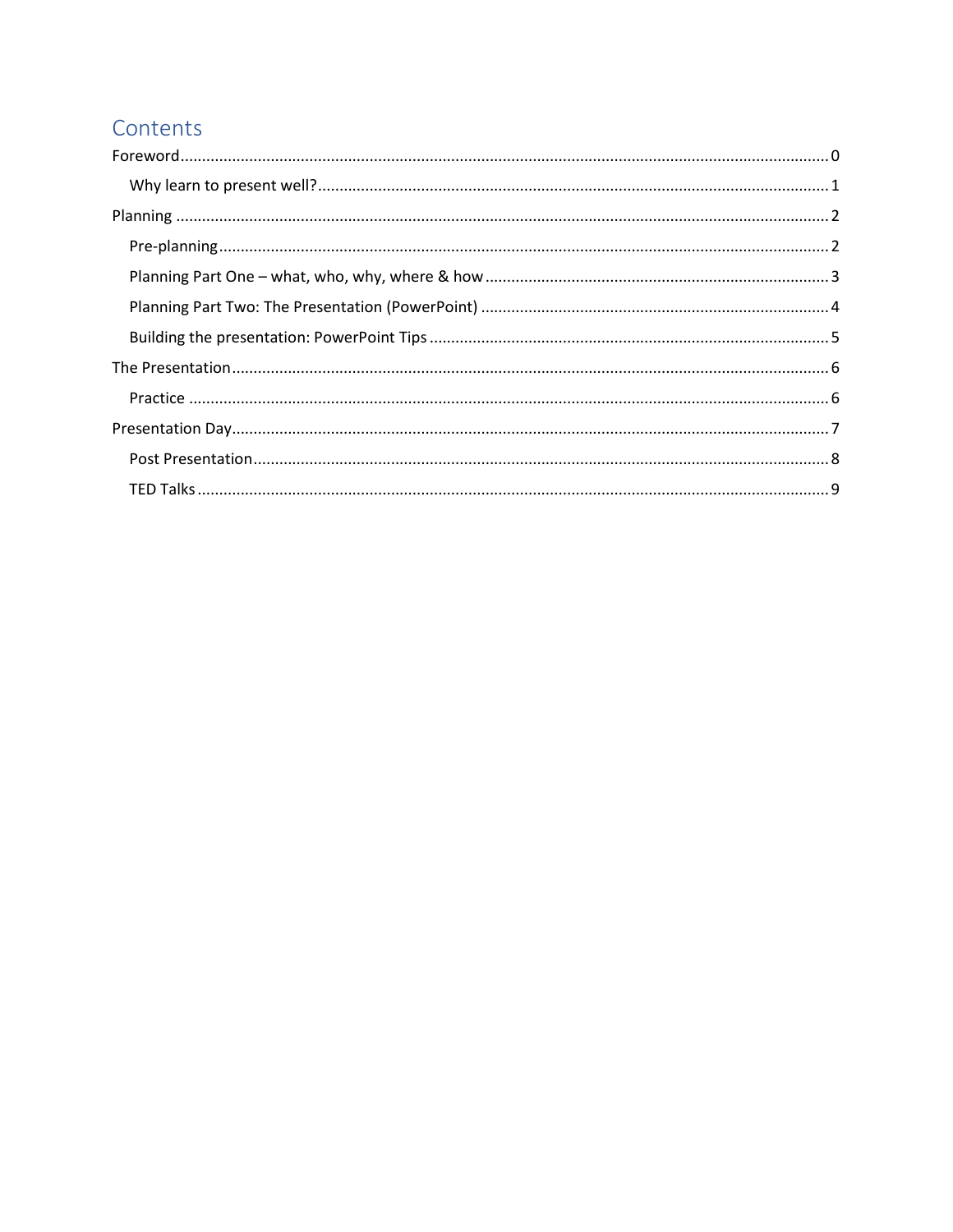# Contents

- Foreword ........ 0
  - Why learn to present well? ........ 1
- Planning ........ 2
  - Pre-planning ........ 2
  - Planning Part One – what, who, why, where & how ........ 3
  - Planning Part Two: The Presentation (PowerPoint) ........ 4
  - Building the presentation: PowerPoint Tips ........ 5
- The Presentation ........ 6
  - Practice ........ 6
- Presentation Day ........ 7
  - Post Presentation ........ 8
  - TED Talks ........ 9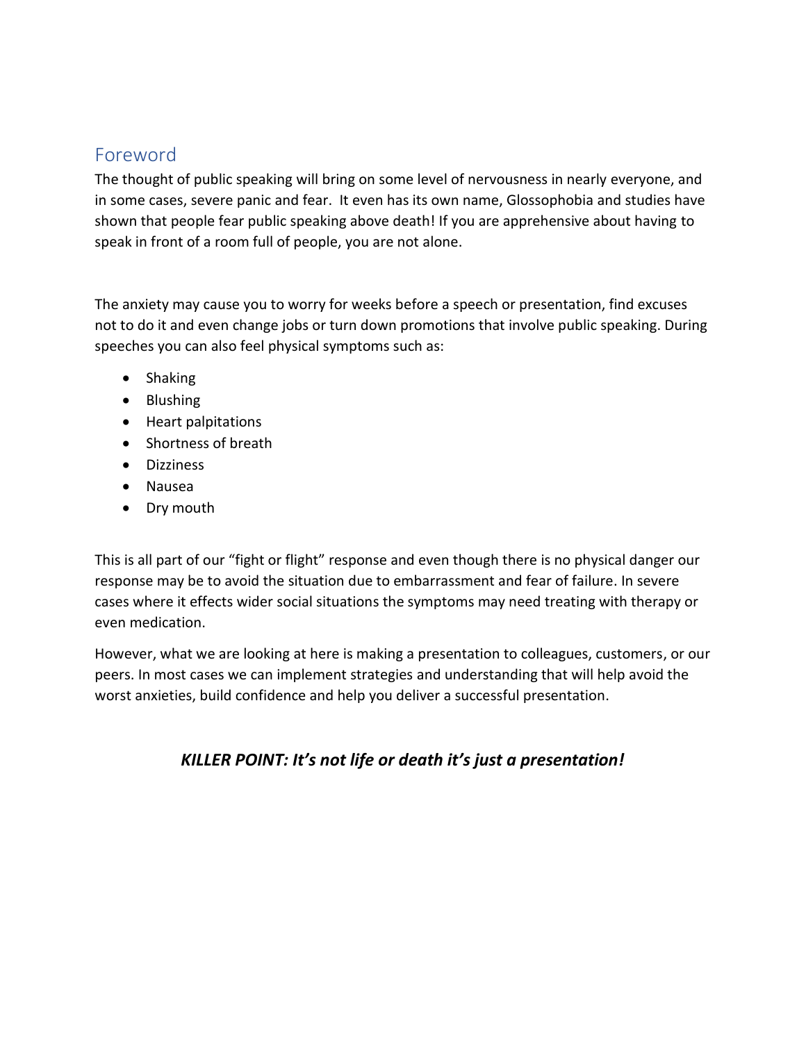## Foreword

The thought of public speaking will bring on some level of nervousness in nearly everyone, and in some cases, severe panic and fear. It even has its own name, Glossophobia and studies have shown that people fear public speaking above death! If you are apprehensive about having to speak in front of a room full of people, you are not alone.

The anxiety may cause you to worry for weeks before a speech or presentation, find excuses not to do it and even change jobs or turn down promotions that involve public speaking. During speeches you can also feel physical symptoms such as:

- Shaking
- Blushing
- Heart palpitations
- Shortness of breath
- Dizziness
- Nausea
- Dry mouth

This is all part of our "fight or flight" response and even though there is no physical danger our response may be to avoid the situation due to embarrassment and fear of failure. In severe cases where it effects wider social situations the symptoms may need treating with therapy or even medication.

However, what we are looking at here is making a presentation to colleagues, customers, or our peers. In most cases we can implement strategies and understanding that will help avoid the worst anxieties, build confidence and help you deliver a successful presentation.

***KILLER POINT: It's not life or death it's just a presentation!***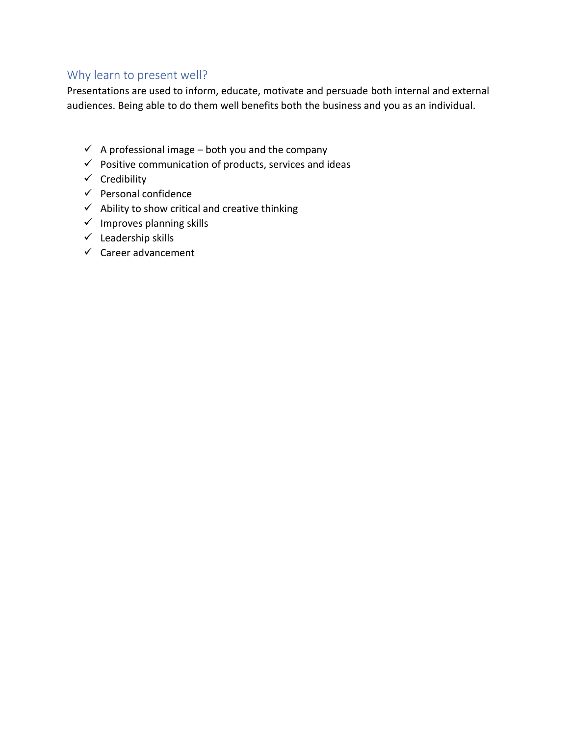## Why learn to present well?

Presentations are used to inform, educate, motivate and persuade both internal and external audiences. Being able to do them well benefits both the business and you as an individual.

- ✓ A professional image – both you and the company
- ✓ Positive communication of products, services and ideas
- ✓ Credibility
- ✓ Personal confidence
- ✓ Ability to show critical and creative thinking
- ✓ Improves planning skills
- ✓ Leadership skills
- ✓ Career advancement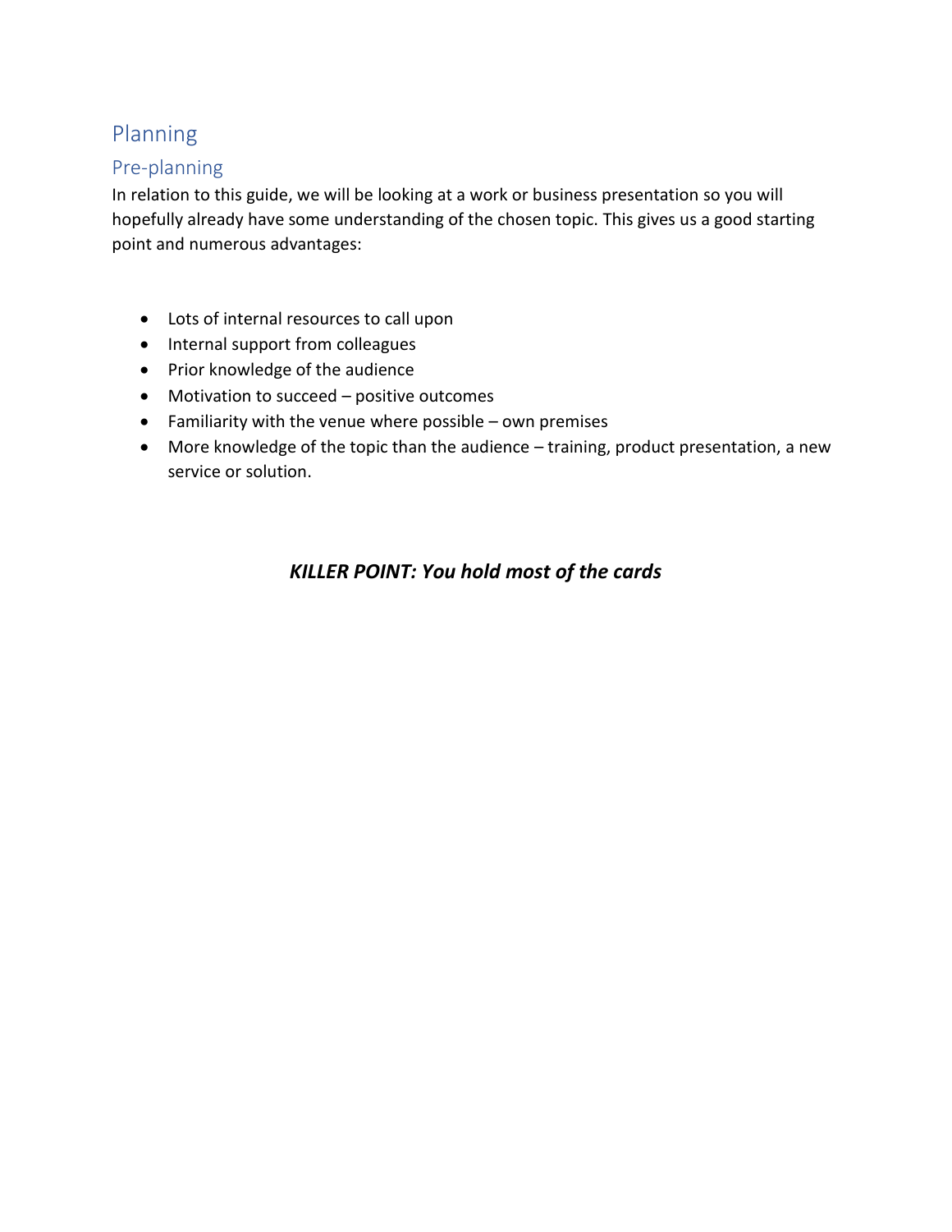# Planning

## Pre-planning

In relation to this guide, we will be looking at a work or business presentation so you will hopefully already have some understanding of the chosen topic. This gives us a good starting point and numerous advantages:

- Lots of internal resources to call upon
- Internal support from colleagues
- Prior knowledge of the audience
- Motivation to succeed – positive outcomes
- Familiarity with the venue where possible – own premises
- More knowledge of the topic than the audience – training, product presentation, a new service or solution.

***KILLER POINT: You hold most of the cards***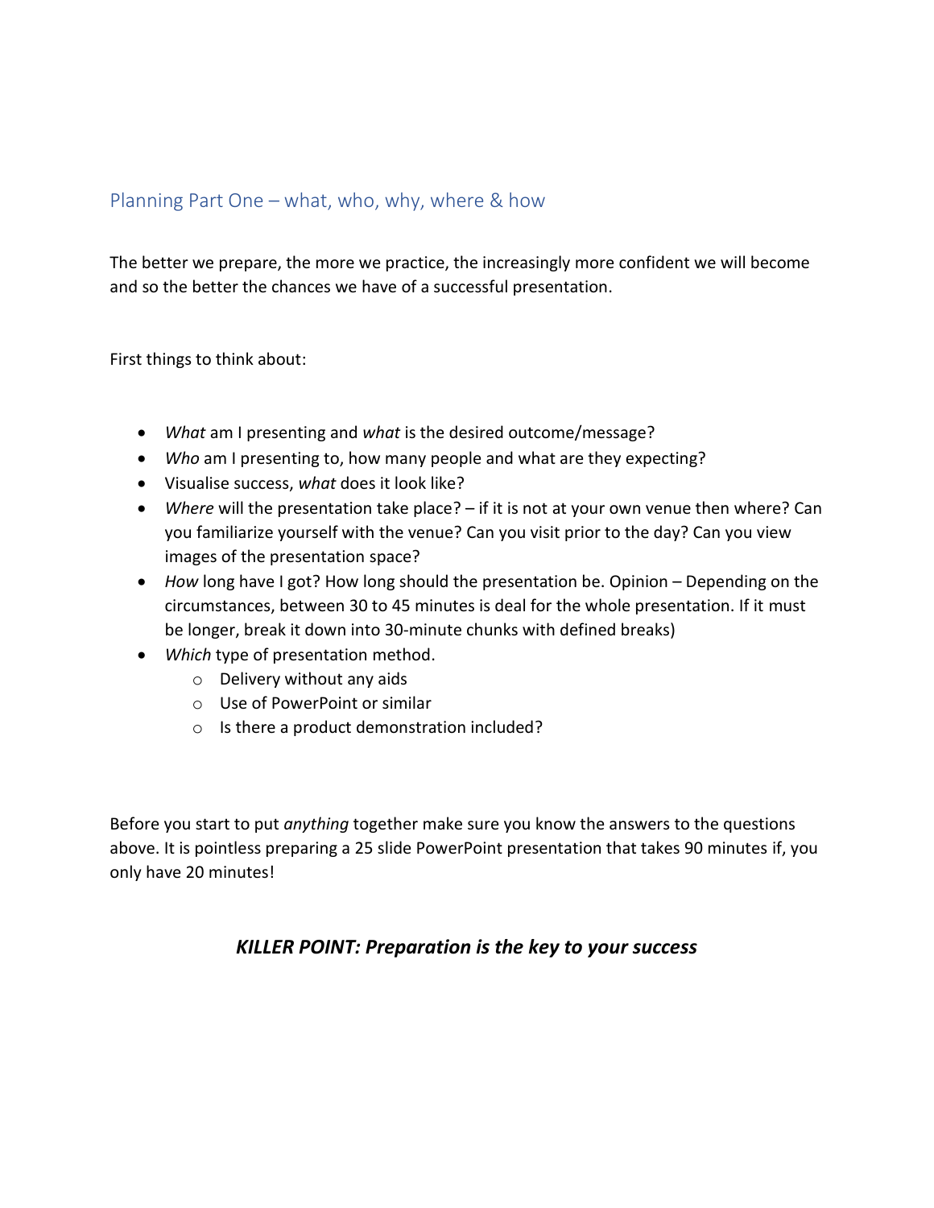## Planning Part One – what, who, why, where & how

The better we prepare, the more we practice, the increasingly more confident we will become and so the better the chances we have of a successful presentation.

First things to think about:

- *What* am I presenting and *what* is the desired outcome/message?
- *Who* am I presenting to, how many people and what are they expecting?
- Visualise success, *what* does it look like?
- *Where* will the presentation take place? – if it is not at your own venue then where? Can you familiarize yourself with the venue? Can you visit prior to the day? Can you view images of the presentation space?
- *How* long have I got? How long should the presentation be. Opinion – Depending on the circumstances, between 30 to 45 minutes is deal for the whole presentation. If it must be longer, break it down into 30-minute chunks with defined breaks)
- *Which* type of presentation method.
  - Delivery without any aids
  - Use of PowerPoint or similar
  - Is there a product demonstration included?

Before you start to put *anything* together make sure you know the answers to the questions above. It is pointless preparing a 25 slide PowerPoint presentation that takes 90 minutes if, you only have 20 minutes!

***KILLER POINT: Preparation is the key to your success***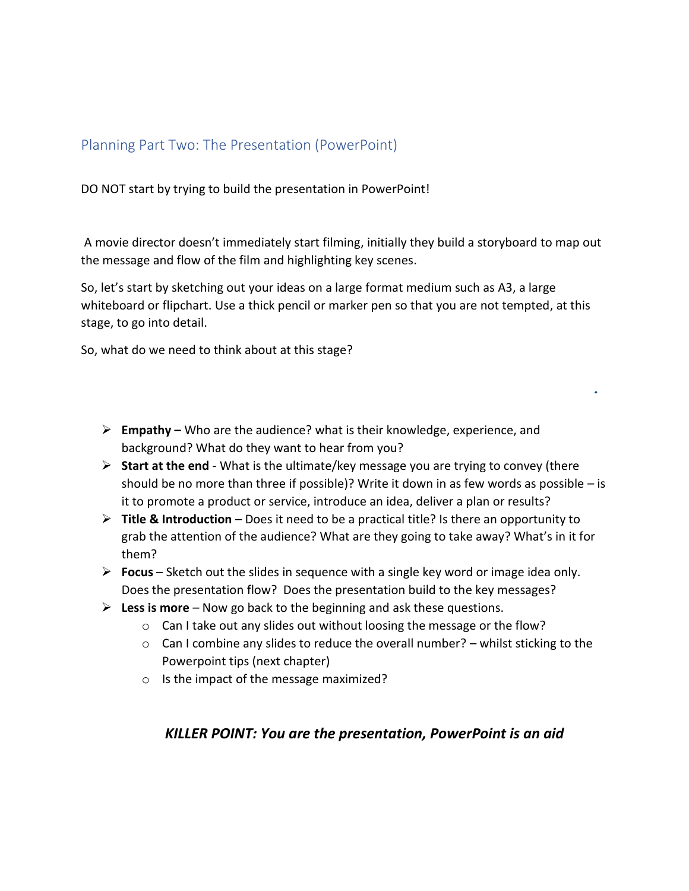## Planning Part Two: The Presentation (PowerPoint)

DO NOT start by trying to build the presentation in PowerPoint!

A movie director doesn't immediately start filming, initially they build a storyboard to map out the message and flow of the film and highlighting key scenes.

So, let's start by sketching out your ideas on a large format medium such as A3, a large whiteboard or flipchart. Use a thick pencil or marker pen so that you are not tempted, at this stage, to go into detail.

So, what do we need to think about at this stage?

- **Empathy –** Who are the audience? what is their knowledge, experience, and background? What do they want to hear from you?
- **Start at the end** - What is the ultimate/key message you are trying to convey (there should be no more than three if possible)? Write it down in as few words as possible – is it to promote a product or service, introduce an idea, deliver a plan or results?
- **Title & Introduction** – Does it need to be a practical title? Is there an opportunity to grab the attention of the audience? What are they going to take away? What's in it for them?
- **Focus** – Sketch out the slides in sequence with a single key word or image idea only. Does the presentation flow? Does the presentation build to the key messages?
- **Less is more** – Now go back to the beginning and ask these questions.
  - Can I take out any slides out without loosing the message or the flow?
  - Can I combine any slides to reduce the overall number? – whilst sticking to the Powerpoint tips (next chapter)
  - Is the impact of the message maximized?

***KILLER POINT: You are the presentation, PowerPoint is an aid***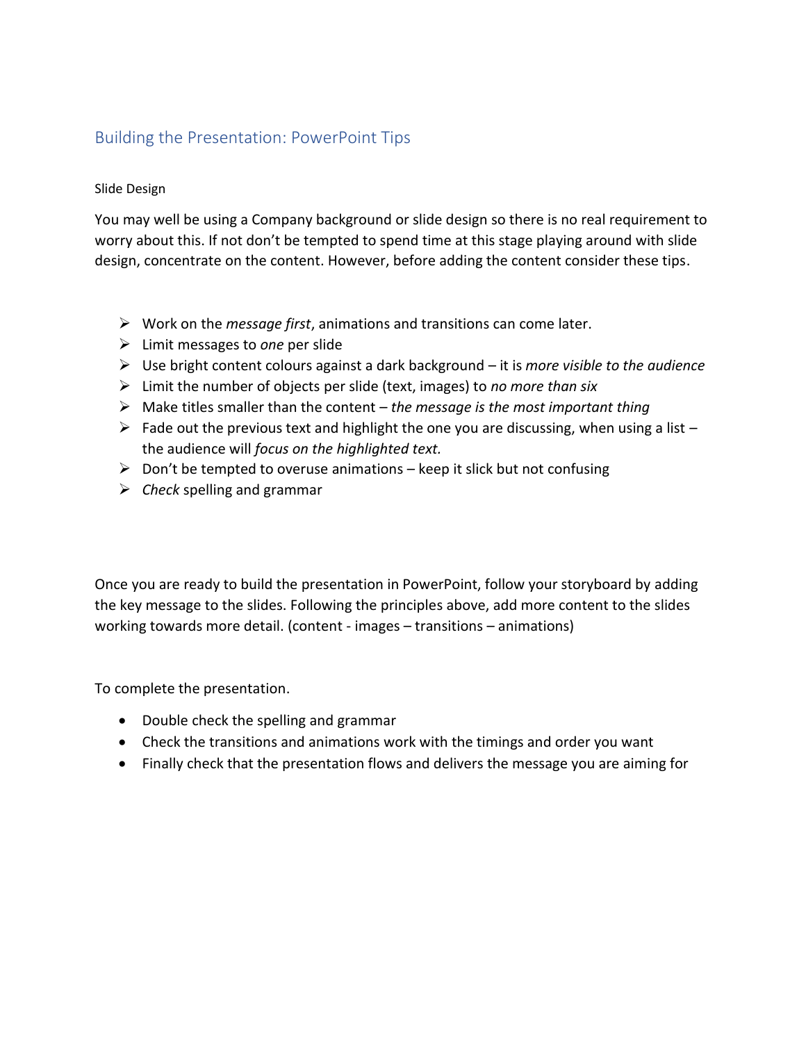## Building the Presentation: PowerPoint Tips

### Slide Design

You may well be using a Company background or slide design so there is no real requirement to worry about this. If not don't be tempted to spend time at this stage playing around with slide design, concentrate on the content. However, before adding the content consider these tips.

- Work on the *message first*, animations and transitions can come later.
- Limit messages to *one* per slide
- Use bright content colours against a dark background – it is *more visible to the audience*
- Limit the number of objects per slide (text, images) to *no more than six*
- Make titles smaller than the content – *the message is the most important thing*
- Fade out the previous text and highlight the one you are discussing, when using a list – the audience will *focus on the highlighted text.*
- Don't be tempted to overuse animations – keep it slick but not confusing
- *Check* spelling and grammar

Once you are ready to build the presentation in PowerPoint, follow your storyboard by adding the key message to the slides. Following the principles above, add more content to the slides working towards more detail. (content - images – transitions – animations)

To complete the presentation.

- Double check the spelling and grammar
- Check the transitions and animations work with the timings and order you want
- Finally check that the presentation flows and delivers the message you are aiming for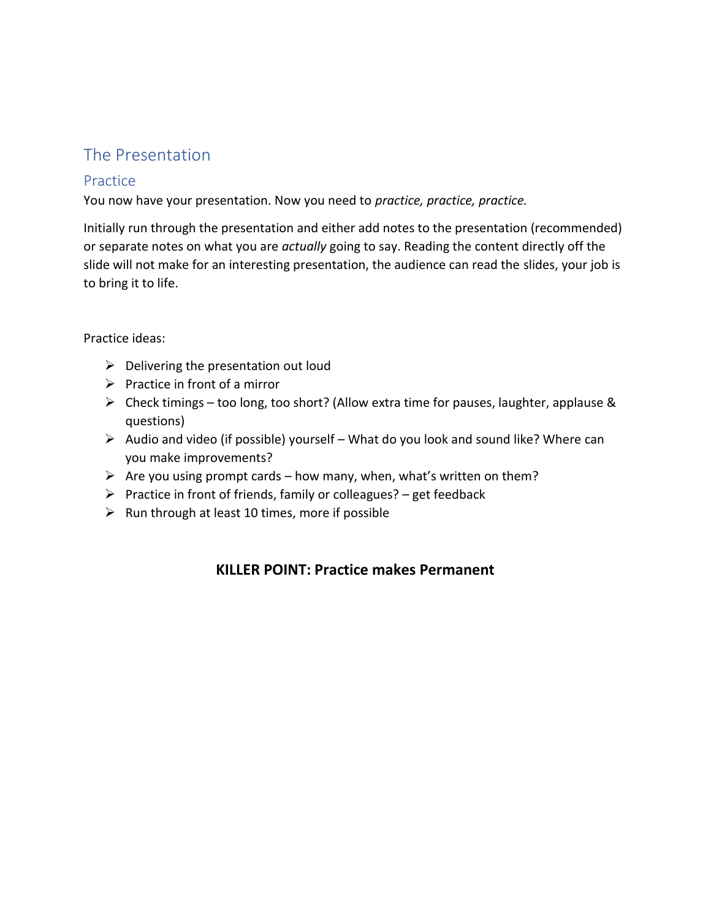## The Presentation

### Practice

You now have your presentation. Now you need to *practice, practice, practice.*

Initially run through the presentation and either add notes to the presentation (recommended) or separate notes on what you are *actually* going to say. Reading the content directly off the slide will not make for an interesting presentation, the audience can read the slides, your job is to bring it to life.

Practice ideas:

- Delivering the presentation out loud
- Practice in front of a mirror
- Check timings – too long, too short? (Allow extra time for pauses, laughter, applause & questions)
- Audio and video (if possible) yourself – What do you look and sound like? Where can you make improvements?
- Are you using prompt cards – how many, when, what's written on them?
- Practice in front of friends, family or colleagues? – get feedback
- Run through at least 10 times, more if possible

**KILLER POINT: Practice makes Permanent**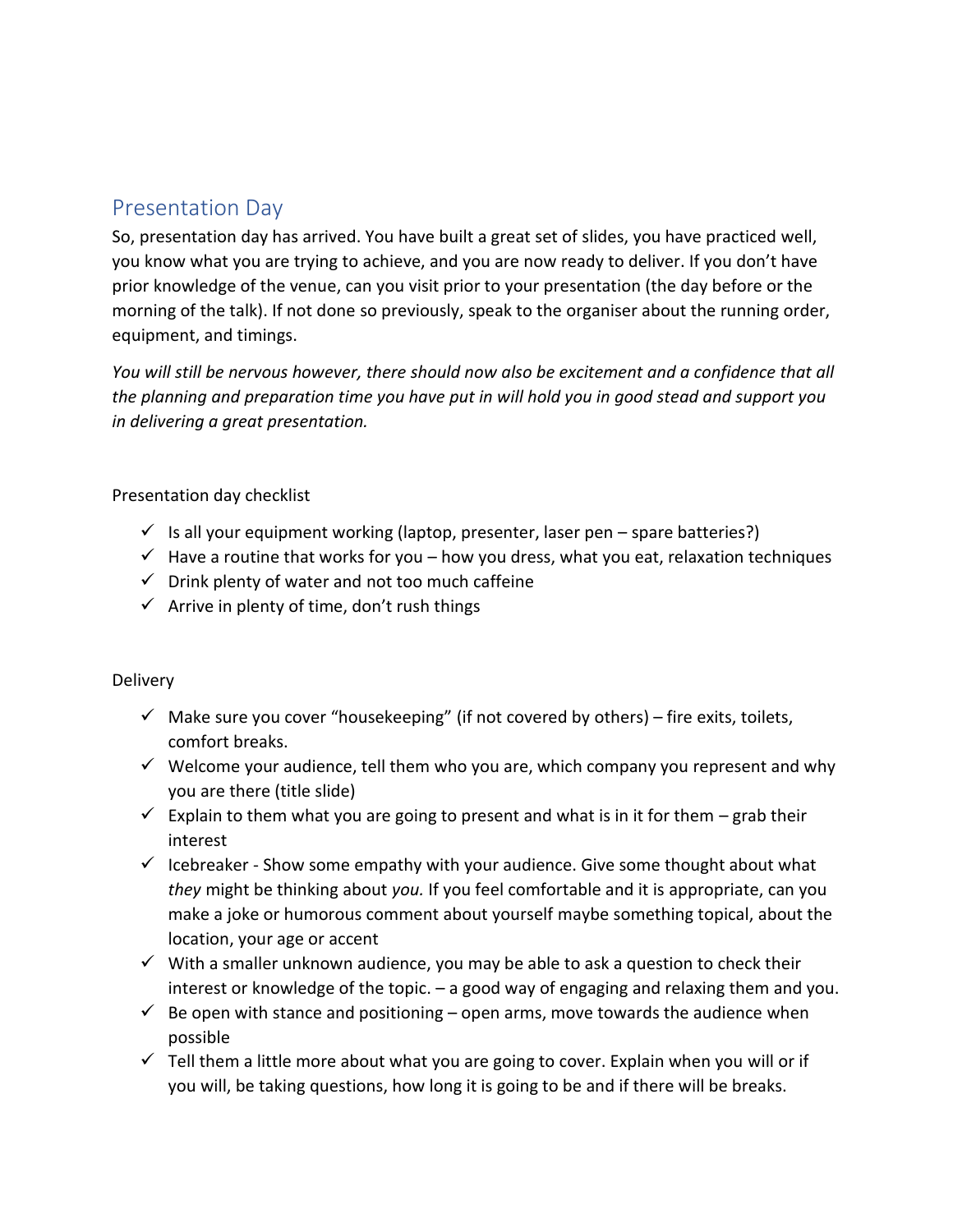## Presentation Day

So, presentation day has arrived. You have built a great set of slides, you have practiced well, you know what you are trying to achieve, and you are now ready to deliver. If you don't have prior knowledge of the venue, can you visit prior to your presentation (the day before or the morning of the talk). If not done so previously, speak to the organiser about the running order, equipment, and timings.

*You will still be nervous however, there should now also be excitement and a confidence that all the planning and preparation time you have put in will hold you in good stead and support you in delivering a great presentation.*

Presentation day checklist

- ✓ Is all your equipment working (laptop, presenter, laser pen – spare batteries?)
- ✓ Have a routine that works for you – how you dress, what you eat, relaxation techniques
- ✓ Drink plenty of water and not too much caffeine
- ✓ Arrive in plenty of time, don't rush things

Delivery

- ✓ Make sure you cover "housekeeping" (if not covered by others) – fire exits, toilets, comfort breaks.
- ✓ Welcome your audience, tell them who you are, which company you represent and why you are there (title slide)
- ✓ Explain to them what you are going to present and what is in it for them – grab their interest
- ✓ Icebreaker - Show some empathy with your audience. Give some thought about what *they* might be thinking about *you.* If you feel comfortable and it is appropriate, can you make a joke or humorous comment about yourself maybe something topical, about the location, your age or accent
- ✓ With a smaller unknown audience, you may be able to ask a question to check their interest or knowledge of the topic. – a good way of engaging and relaxing them and you.
- ✓ Be open with stance and positioning – open arms, move towards the audience when possible
- ✓ Tell them a little more about what you are going to cover. Explain when you will or if you will, be taking questions, how long it is going to be and if there will be breaks.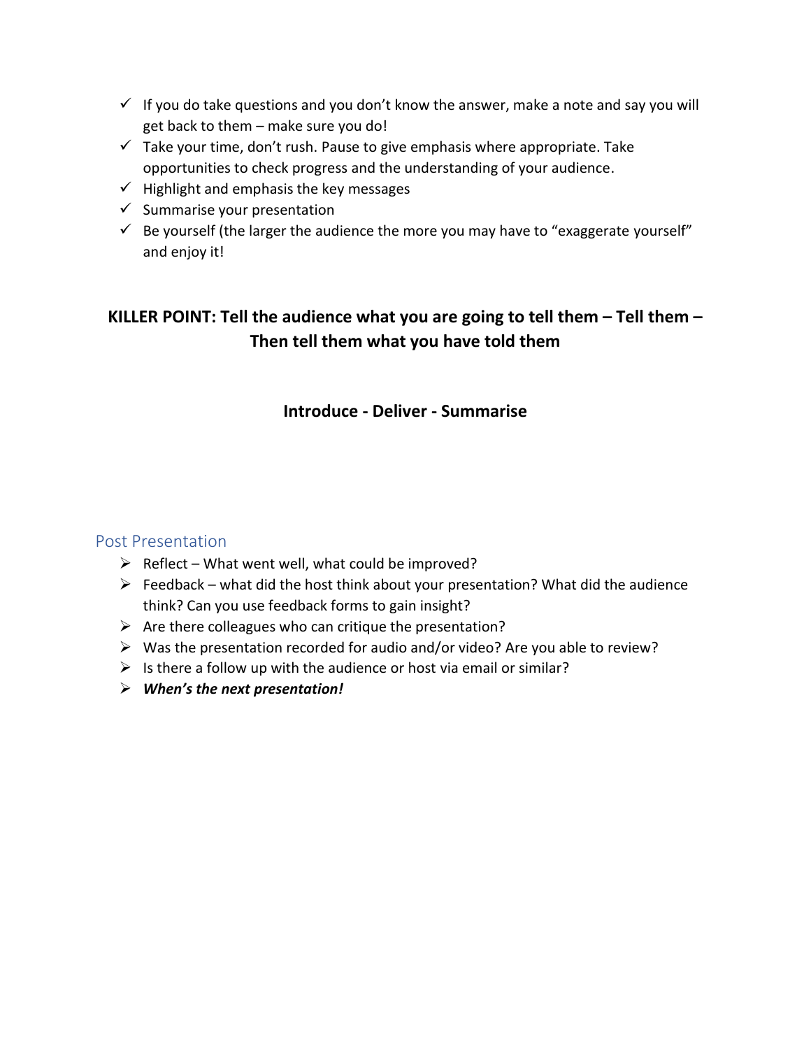- ✓ If you do take questions and you don't know the answer, make a note and say you will get back to them – make sure you do!
- ✓ Take your time, don't rush. Pause to give emphasis where appropriate. Take opportunities to check progress and the understanding of your audience.
- ✓ Highlight and emphasis the key messages
- ✓ Summarise your presentation
- ✓ Be yourself (the larger the audience the more you may have to "exaggerate yourself" and enjoy it!

**KILLER POINT: Tell the audience what you are going to tell them – Tell them – Then tell them what you have told them**

**Introduce - Deliver - Summarise**

## Post Presentation

- ➢ Reflect – What went well, what could be improved?
- ➢ Feedback – what did the host think about your presentation? What did the audience think? Can you use feedback forms to gain insight?
- ➢ Are there colleagues who can critique the presentation?
- ➢ Was the presentation recorded for audio and/or video? Are you able to review?
- ➢ Is there a follow up with the audience or host via email or similar?
- ➢ ***When's the next presentation!***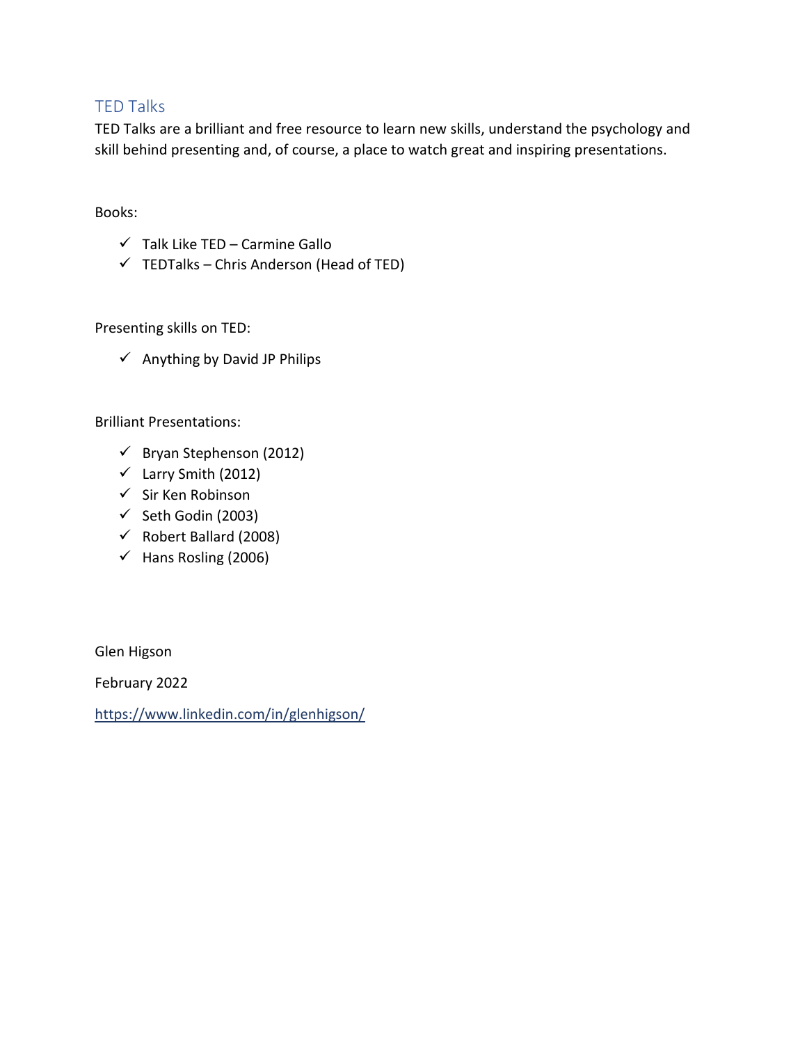## TED Talks

TED Talks are a brilliant and free resource to learn new skills, understand the psychology and skill behind presenting and, of course, a place to watch great and inspiring presentations.

Books:

- ✓ Talk Like TED – Carmine Gallo
- ✓ TEDTalks – Chris Anderson (Head of TED)

Presenting skills on TED:

- ✓ Anything by David JP Philips

Brilliant Presentations:

- ✓ Bryan Stephenson (2012)
- ✓ Larry Smith (2012)
- ✓ Sir Ken Robinson
- ✓ Seth Godin (2003)
- ✓ Robert Ballard (2008)
- ✓ Hans Rosling (2006)

Glen Higson

February 2022

https://www.linkedin.com/in/glenhigson/